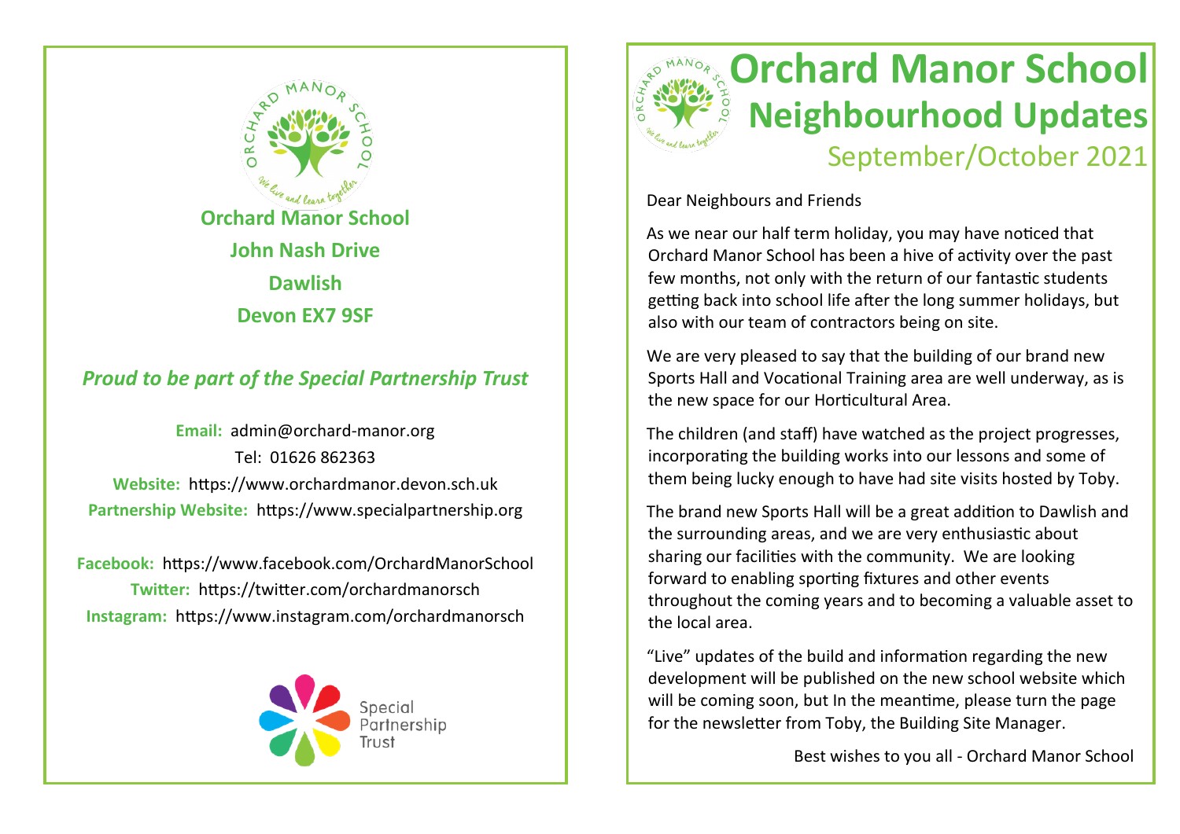**Orchard Manor School**

**John Nash Drive**

**Dawlish**

**Devon EX7 9SF**

***Proud to be part of the Special Partnership Trust***

**Email:** admin@orchard-manor.org

Tel: 01626 862363

**Website:** https://www.orchardmanor.devon.sch.uk

**Partnership Website:** https://www.specialpartnership.org

**Facebook:** https://www.facebook.com/OrchardManorSchool

**Twitter:** https://twitter.com/orchardmanorsch

**Instagram:** https://www.instagram.com/orchardmanorsch

Special Partnership Trust

# Orchard Manor School

## Neighbourhood Updates

### September/October 2021

Dear Neighbours and Friends

As we near our half term holiday, you may have noticed that Orchard Manor School has been a hive of activity over the past few months, not only with the return of our fantastic students getting back into school life after the long summer holidays, but also with our team of contractors being on site.

We are very pleased to say that the building of our brand new Sports Hall and Vocational Training area are well underway, as is the new space for our Horticultural Area.

The children (and staff) have watched as the project progresses, incorporating the building works into our lessons and some of them being lucky enough to have had site visits hosted by Toby.

The brand new Sports Hall will be a great addition to Dawlish and the surrounding areas, and we are very enthusiastic about sharing our facilities with the community. We are looking forward to enabling sporting fixtures and other events throughout the coming years and to becoming a valuable asset to the local area.

"Live" updates of the build and information regarding the new development will be published on the new school website which will be coming soon, but In the meantime, please turn the page for the newsletter from Toby, the Building Site Manager.

Best wishes to you all - Orchard Manor School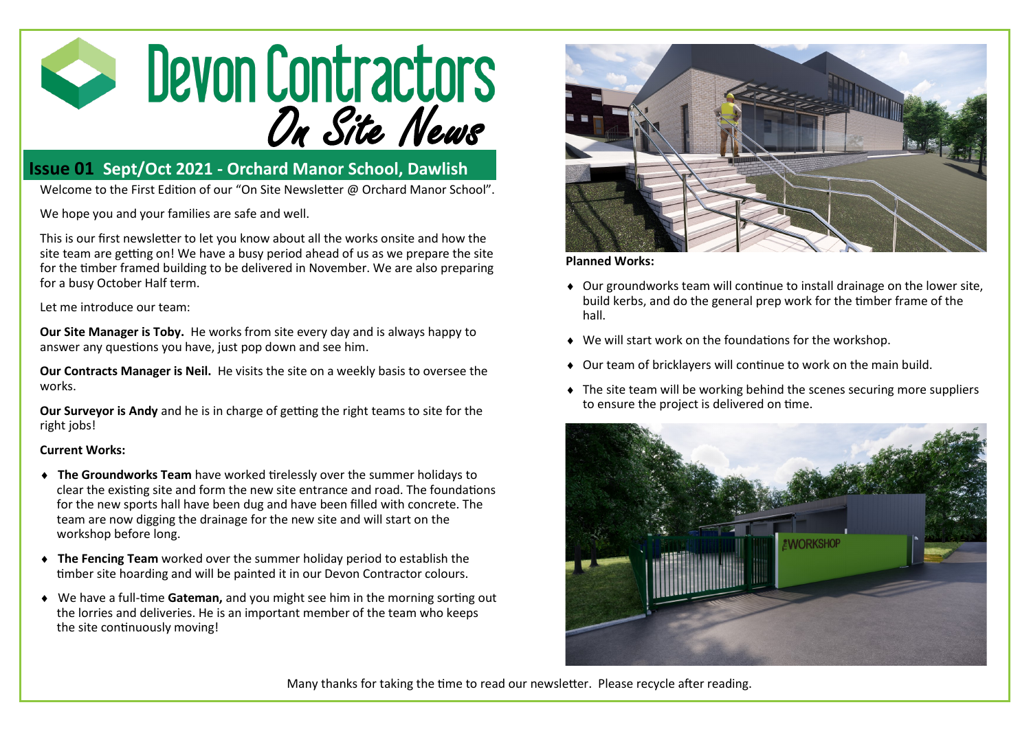# Devon Contractors
## On Site News

## Issue 01 Sept/Oct 2021 - Orchard Manor School, Dawlish

Welcome to the First Edition of our "On Site Newsletter @ Orchard Manor School".

We hope you and your families are safe and well.

This is our first newsletter to let you know about all the works onsite and how the site team are getting on! We have a busy period ahead of us as we prepare the site for the timber framed building to be delivered in November. We are also preparing for a busy October Half term.

Let me introduce our team:

**Our Site Manager is Toby.** He works from site every day and is always happy to answer any questions you have, just pop down and see him.

**Our Contracts Manager is Neil.** He visits the site on a weekly basis to oversee the works.

**Our Surveyor is Andy** and he is in charge of getting the right teams to site for the right jobs!

**Current Works:**

- **The Groundworks Team** have worked tirelessly over the summer holidays to clear the existing site and form the new site entrance and road. The foundations for the new sports hall have been dug and have been filled with concrete. The team are now digging the drainage for the new site and will start on the workshop before long.
- **The Fencing Team** worked over the summer holiday period to establish the timber site hoarding and will be painted it in our Devon Contractor colours.
- We have a full-time **Gateman,** and you might see him in the morning sorting out the lorries and deliveries. He is an important member of the team who keeps the site continuously moving!

**Planned Works:**

- Our groundworks team will continue to install drainage on the lower site, build kerbs, and do the general prep work for the timber frame of the hall.
- We will start work on the foundations for the workshop.
- Our team of bricklayers will continue to work on the main build.
- The site team will be working behind the scenes securing more suppliers to ensure the project is delivered on time.

Many thanks for taking the time to read our newsletter. Please recycle after reading.